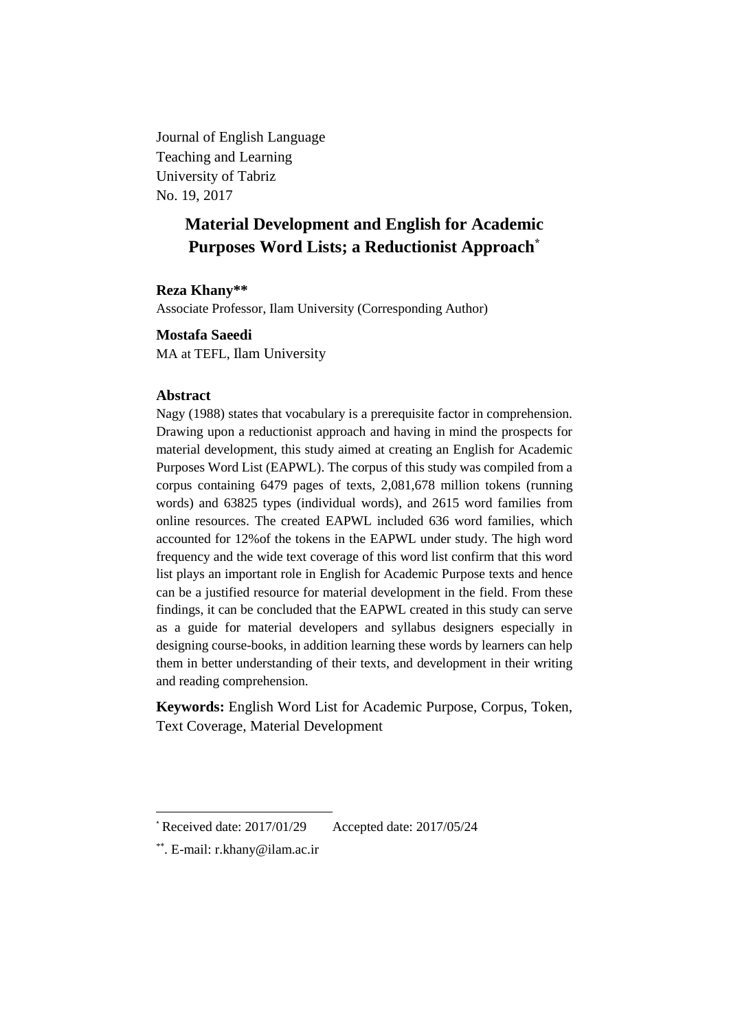Journal of English Language
Teaching and Learning
University of Tabriz
No. 19, 2017

# Material Development and English for Academic Purposes Word Lists; a Reductionist Approach*

**Reza Khany****
Associate Professor, Ilam University (Corresponding Author)

**Mostafa Saeedi**
MA at TEFL, Ilam University

## Abstract

Nagy (1988) states that vocabulary is a prerequisite factor in comprehension. Drawing upon a reductionist approach and having in mind the prospects for material development, this study aimed at creating an English for Academic Purposes Word List (EAPWL). The corpus of this study was compiled from a corpus containing 6479 pages of texts, 2,081,678 million tokens (running words) and 63825 types (individual words), and 2615 word families from online resources. The created EAPWL included 636 word families, which accounted for 12%of the tokens in the EAPWL under study. The high word frequency and the wide text coverage of this word list confirm that this word list plays an important role in English for Academic Purpose texts and hence can be a justified resource for material development in the field. From these findings, it can be concluded that the EAPWL created in this study can serve as a guide for material developers and syllabus designers especially in designing course-books, in addition learning these words by learners can help them in better understanding of their texts, and development in their writing and reading comprehension.

**Keywords:** English Word List for Academic Purpose, Corpus, Token, Text Coverage, Material Development

---

* Received date: 2017/01/29 Accepted date: 2017/05/24

**. E-mail: r.khany@ilam.ac.ir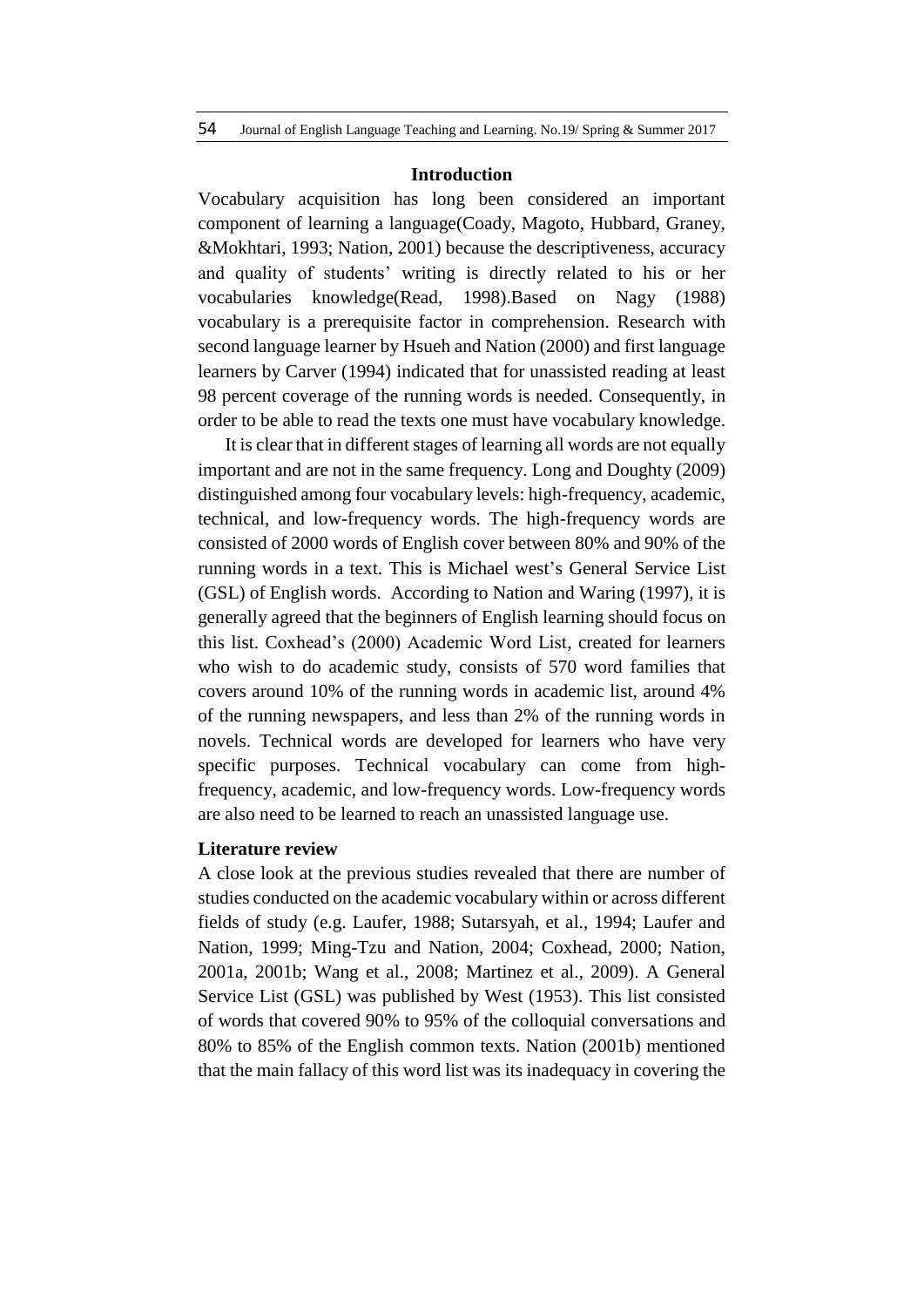## Introduction

Vocabulary acquisition has long been considered an important component of learning a language(Coady, Magoto, Hubbard, Graney, &Mokhtari, 1993; Nation, 2001) because the descriptiveness, accuracy and quality of students' writing is directly related to his or her vocabularies knowledge(Read, 1998).Based on Nagy (1988) vocabulary is a prerequisite factor in comprehension. Research with second language learner by Hsueh and Nation (2000) and first language learners by Carver (1994) indicated that for unassisted reading at least 98 percent coverage of the running words is needed. Consequently, in order to be able to read the texts one must have vocabulary knowledge.

It is clear that in different stages of learning all words are not equally important and are not in the same frequency. Long and Doughty (2009) distinguished among four vocabulary levels: high-frequency, academic, technical, and low-frequency words. The high-frequency words are consisted of 2000 words of English cover between 80% and 90% of the running words in a text. This is Michael west's General Service List (GSL) of English words. According to Nation and Waring (1997), it is generally agreed that the beginners of English learning should focus on this list. Coxhead's (2000) Academic Word List, created for learners who wish to do academic study, consists of 570 word families that covers around 10% of the running words in academic list, around 4% of the running newspapers, and less than 2% of the running words in novels. Technical words are developed for learners who have very specific purposes. Technical vocabulary can come from high-frequency, academic, and low-frequency words. Low-frequency words are also need to be learned to reach an unassisted language use.

## Literature review

A close look at the previous studies revealed that there are number of studies conducted on the academic vocabulary within or across different fields of study (e.g. Laufer, 1988; Sutarsyah, et al., 1994; Laufer and Nation, 1999; Ming-Tzu and Nation, 2004; Coxhead, 2000; Nation, 2001a, 2001b; Wang et al., 2008; Martinez et al., 2009). A General Service List (GSL) was published by West (1953). This list consisted of words that covered 90% to 95% of the colloquial conversations and 80% to 85% of the English common texts. Nation (2001b) mentioned that the main fallacy of this word list was its inadequacy in covering the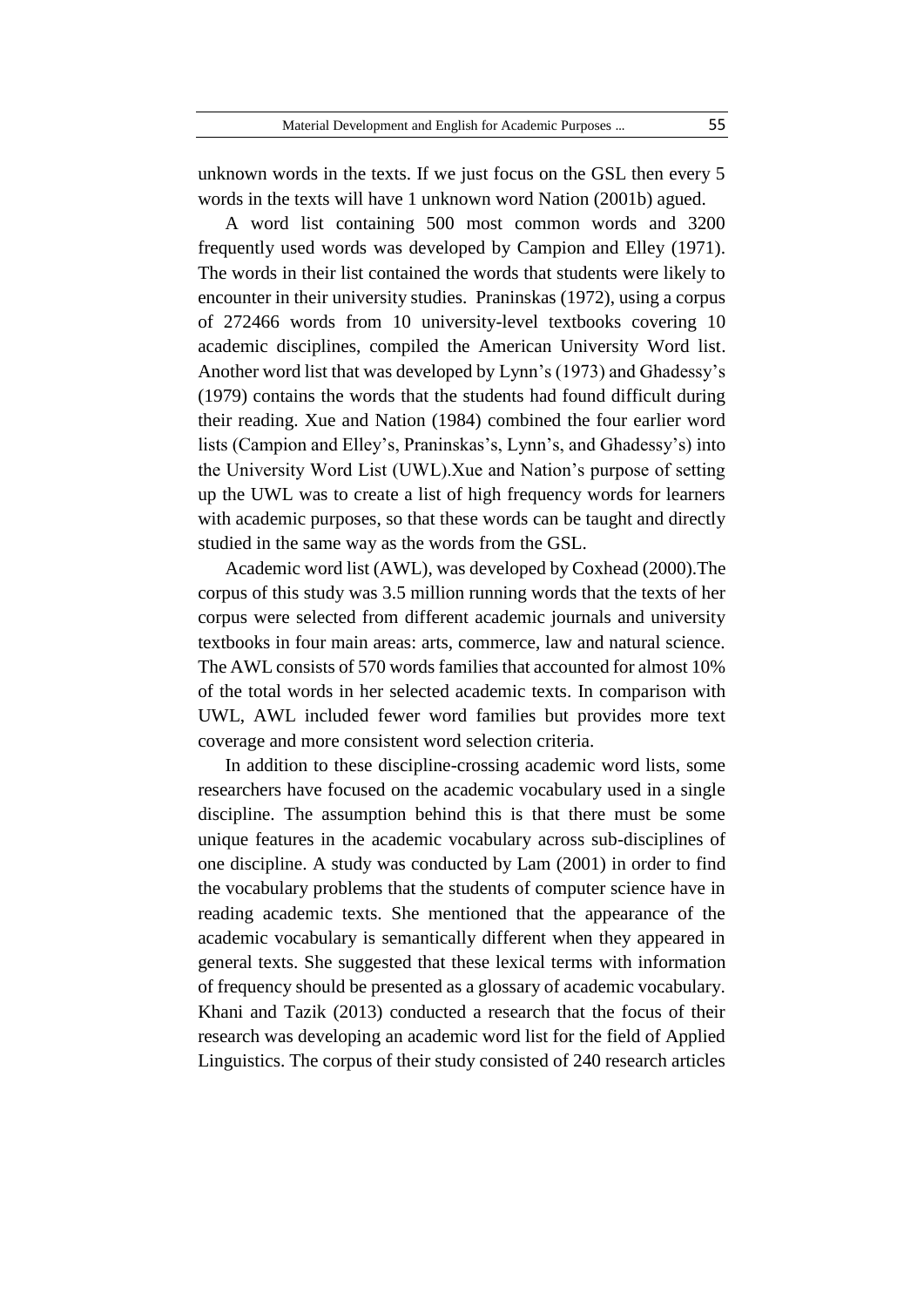unknown words in the texts. If we just focus on the GSL then every 5 words in the texts will have 1 unknown word Nation (2001b) agued.

A word list containing 500 most common words and 3200 frequently used words was developed by Campion and Elley (1971). The words in their list contained the words that students were likely to encounter in their university studies. Praninskas (1972), using a corpus of 272466 words from 10 university-level textbooks covering 10 academic disciplines, compiled the American University Word list. Another word list that was developed by Lynn's (1973) and Ghadessy's (1979) contains the words that the students had found difficult during their reading. Xue and Nation (1984) combined the four earlier word lists (Campion and Elley's, Praninskas's, Lynn's, and Ghadessy's) into the University Word List (UWL).Xue and Nation's purpose of setting up the UWL was to create a list of high frequency words for learners with academic purposes, so that these words can be taught and directly studied in the same way as the words from the GSL.

Academic word list (AWL), was developed by Coxhead (2000).The corpus of this study was 3.5 million running words that the texts of her corpus were selected from different academic journals and university textbooks in four main areas: arts, commerce, law and natural science. The AWL consists of 570 words families that accounted for almost 10% of the total words in her selected academic texts. In comparison with UWL, AWL included fewer word families but provides more text coverage and more consistent word selection criteria.

In addition to these discipline-crossing academic word lists, some researchers have focused on the academic vocabulary used in a single discipline. The assumption behind this is that there must be some unique features in the academic vocabulary across sub-disciplines of one discipline. A study was conducted by Lam (2001) in order to find the vocabulary problems that the students of computer science have in reading academic texts. She mentioned that the appearance of the academic vocabulary is semantically different when they appeared in general texts. She suggested that these lexical terms with information of frequency should be presented as a glossary of academic vocabulary. Khani and Tazik (2013) conducted a research that the focus of their research was developing an academic word list for the field of Applied Linguistics. The corpus of their study consisted of 240 research articles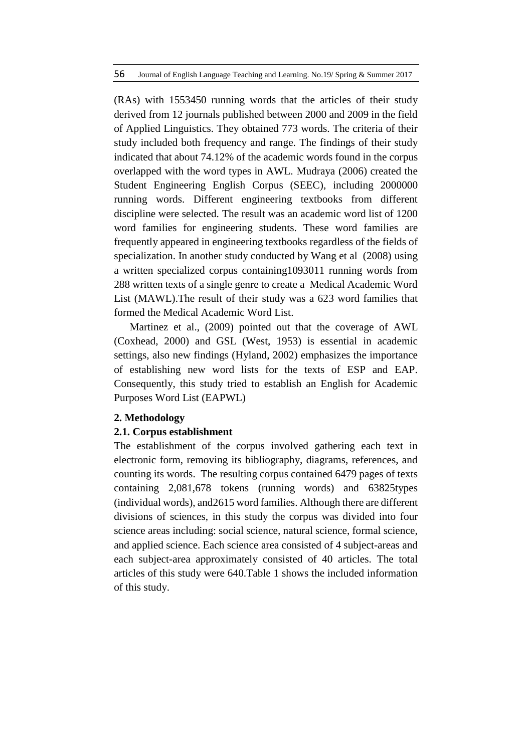(RAs) with 1553450 running words that the articles of their study derived from 12 journals published between 2000 and 2009 in the field of Applied Linguistics. They obtained 773 words. The criteria of their study included both frequency and range. The findings of their study indicated that about 74.12% of the academic words found in the corpus overlapped with the word types in AWL. Mudraya (2006) created the Student Engineering English Corpus (SEEC), including 2000000 running words. Different engineering textbooks from different discipline were selected. The result was an academic word list of 1200 word families for engineering students. These word families are frequently appeared in engineering textbooks regardless of the fields of specialization. In another study conducted by Wang et al (2008) using a written specialized corpus containing1093011 running words from 288 written texts of a single genre to create a Medical Academic Word List (MAWL).The result of their study was a 623 word families that formed the Medical Academic Word List.

Martinez et al., (2009) pointed out that the coverage of AWL (Coxhead, 2000) and GSL (West, 1953) is essential in academic settings, also new findings (Hyland, 2002) emphasizes the importance of establishing new word lists for the texts of ESP and EAP. Consequently, this study tried to establish an English for Academic Purposes Word List (EAPWL)

## 2. Methodology

### 2.1. Corpus establishment

The establishment of the corpus involved gathering each text in electronic form, removing its bibliography, diagrams, references, and counting its words. The resulting corpus contained 6479 pages of texts containing 2,081,678 tokens (running words) and 63825types (individual words), and2615 word families. Although there are different divisions of sciences, in this study the corpus was divided into four science areas including: social science, natural science, formal science, and applied science. Each science area consisted of 4 subject-areas and each subject-area approximately consisted of 40 articles. The total articles of this study were 640.Table 1 shows the included information of this study.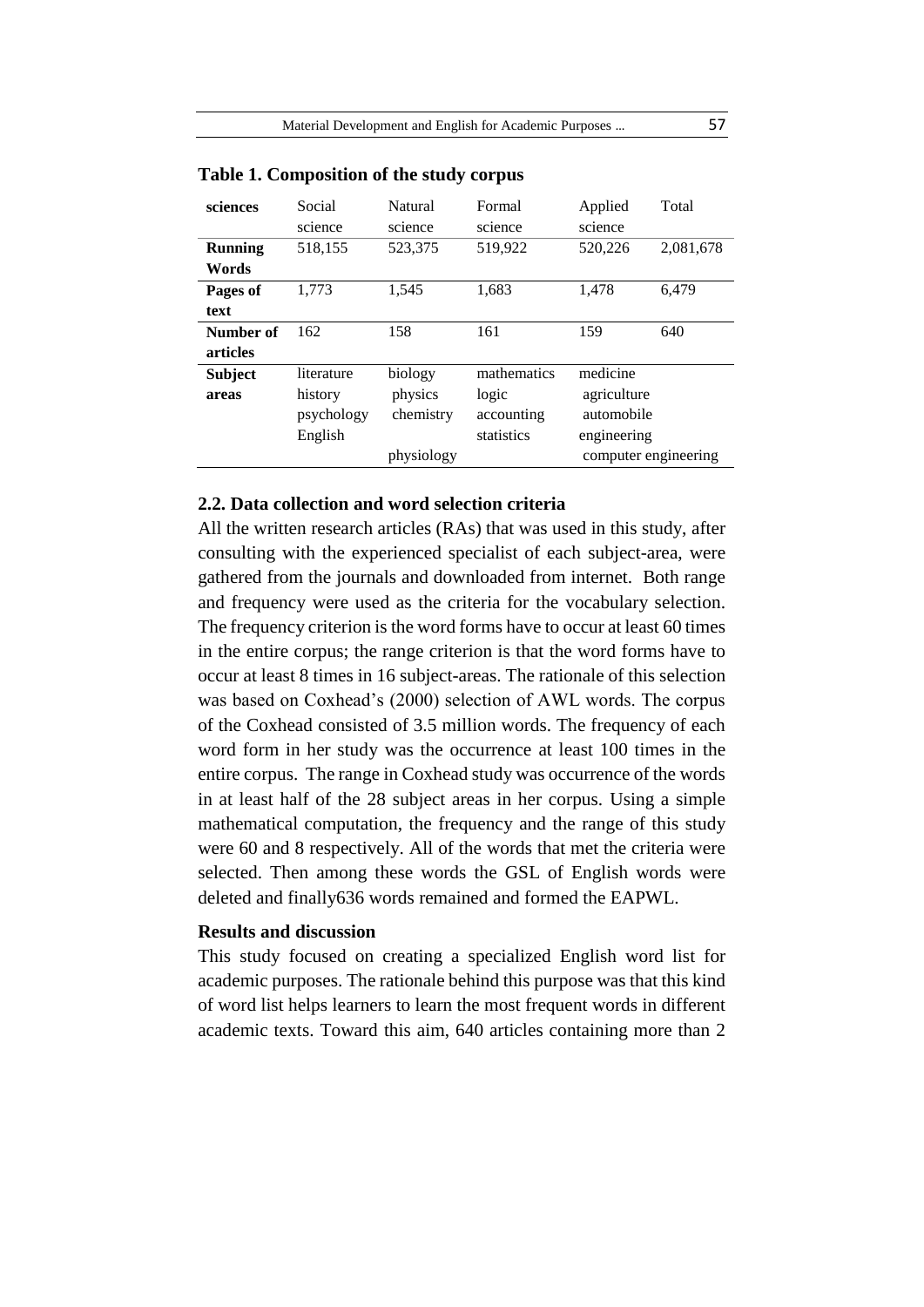**Table 1. Composition of the study corpus**

| sciences | Social science | Natural science | Formal science | Applied science | Total |
|---|---|---|---|---|---|
| **Running Words** | 518,155 | 523,375 | 519,922 | 520,226 | 2,081,678 |
| **Pages of text** | 1,773 | 1,545 | 1,683 | 1,478 | 6,479 |
| **Number of articles** | 162 | 158 | 161 | 159 | 640 |
| **Subject areas** | literature<br>history<br>psychology<br>English | biology<br>physics<br>chemistry<br><br>physiology | mathematics<br>logic<br>accounting<br>statistics | medicine<br>agriculture<br>automobile<br>engineering<br>computer engineering | |

## 2.2. Data collection and word selection criteria

All the written research articles (RAs) that was used in this study, after consulting with the experienced specialist of each subject-area, were gathered from the journals and downloaded from internet. Both range and frequency were used as the criteria for the vocabulary selection. The frequency criterion is the word forms have to occur at least 60 times in the entire corpus; the range criterion is that the word forms have to occur at least 8 times in 16 subject-areas. The rationale of this selection was based on Coxhead's (2000) selection of AWL words. The corpus of the Coxhead consisted of 3.5 million words. The frequency of each word form in her study was the occurrence at least 100 times in the entire corpus. The range in Coxhead study was occurrence of the words in at least half of the 28 subject areas in her corpus. Using a simple mathematical computation, the frequency and the range of this study were 60 and 8 respectively. All of the words that met the criteria were selected. Then among these words the GSL of English words were deleted and finally636 words remained and formed the EAPWL.

## Results and discussion

This study focused on creating a specialized English word list for academic purposes. The rationale behind this purpose was that this kind of word list helps learners to learn the most frequent words in different academic texts. Toward this aim, 640 articles containing more than 2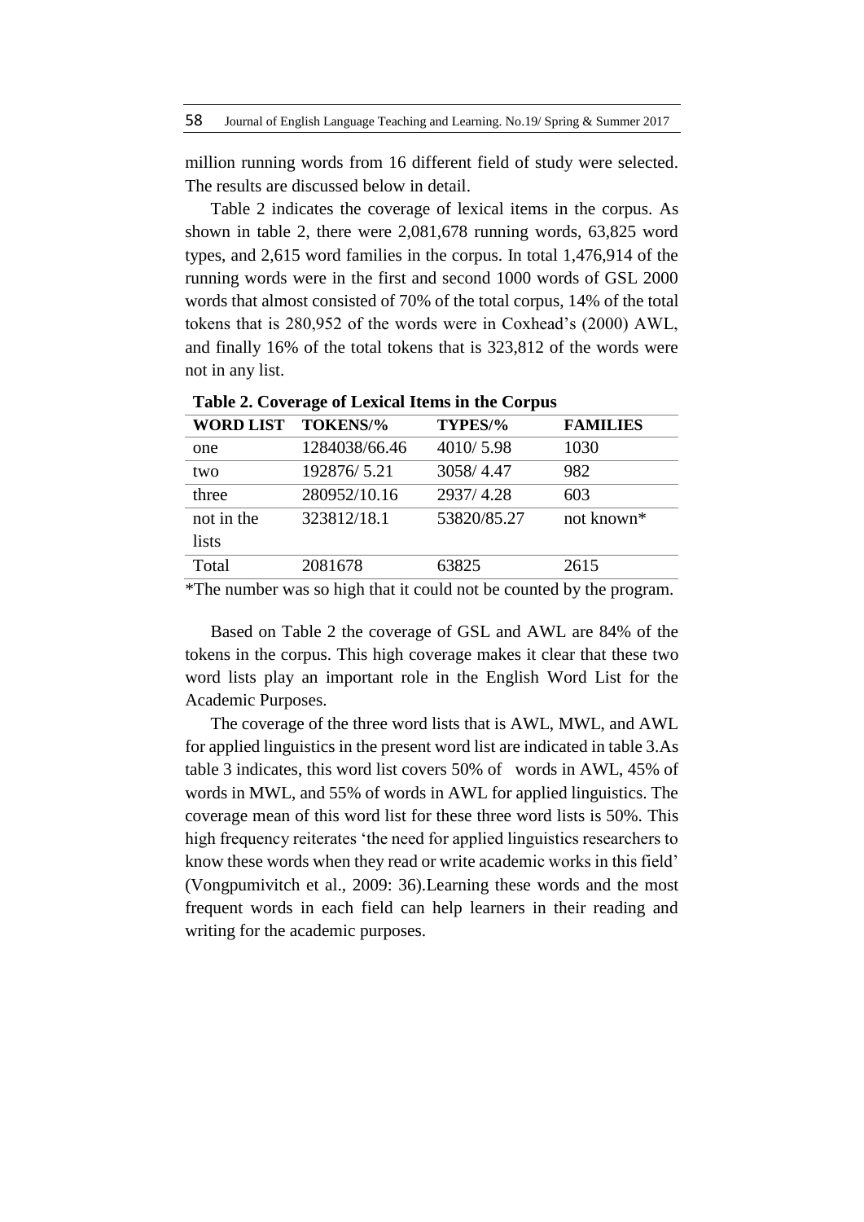million running words from 16 different field of study were selected. The results are discussed below in detail.

Table 2 indicates the coverage of lexical items in the corpus. As shown in table 2, there were 2,081,678 running words, 63,825 word types, and 2,615 word families in the corpus. In total 1,476,914 of the running words were in the first and second 1000 words of GSL 2000 words that almost consisted of 70% of the total corpus, 14% of the total tokens that is 280,952 of the words were in Coxhead's (2000) AWL, and finally 16% of the total tokens that is 323,812 of the words were not in any list.

**Table 2. Coverage of Lexical Items in the Corpus**

| WORD LIST | TOKENS/% | TYPES/% | FAMILIES |
|---|---|---|---|
| one | 1284038/66.46 | 4010/ 5.98 | 1030 |
| two | 192876/ 5.21 | 3058/ 4.47 | 982 |
| three | 280952/10.16 | 2937/ 4.28 | 603 |
| not in the lists | 323812/18.1 | 53820/85.27 | not known* |
| Total | 2081678 | 63825 | 2615 |

*The number was so high that it could not be counted by the program.

Based on Table 2 the coverage of GSL and AWL are 84% of the tokens in the corpus. This high coverage makes it clear that these two word lists play an important role in the English Word List for the Academic Purposes.

The coverage of the three word lists that is AWL, MWL, and AWL for applied linguistics in the present word list are indicated in table 3.As table 3 indicates, this word list covers 50% of words in AWL, 45% of words in MWL, and 55% of words in AWL for applied linguistics. The coverage mean of this word list for these three word lists is 50%. This high frequency reiterates 'the need for applied linguistics researchers to know these words when they read or write academic works in this field' (Vongpumivitch et al., 2009: 36).Learning these words and the most frequent words in each field can help learners in their reading and writing for the academic purposes.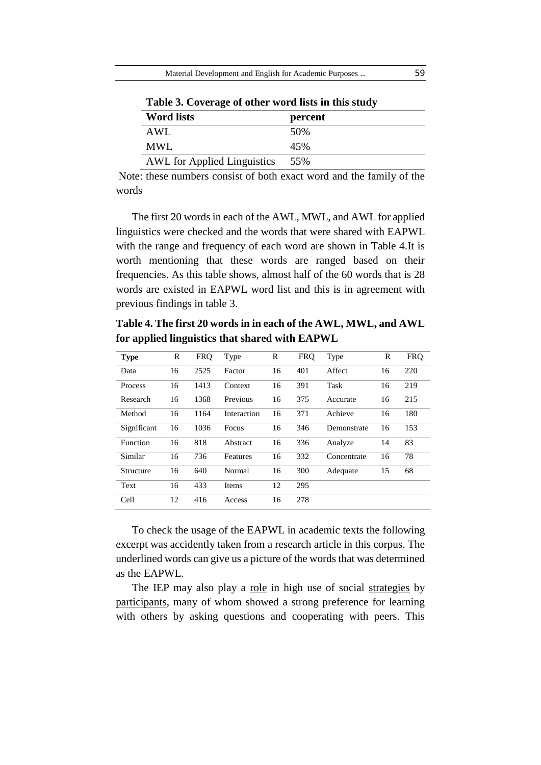**Table 3. Coverage of other word lists in this study**

| Word lists | percent |
|---|---|
| AWL | 50% |
| MWL | 45% |
| AWL for Applied Linguistics | 55% |

Note: these numbers consist of both exact word and the family of the words

The first 20 words in each of the AWL, MWL, and AWL for applied linguistics were checked and the words that were shared with EAPWL with the range and frequency of each word are shown in Table 4.It is worth mentioning that these words are ranged based on their frequencies. As this table shows, almost half of the 60 words that is 28 words are existed in EAPWL word list and this is in agreement with previous findings in table 3.

**Table 4. The first 20 words in in each of the AWL, MWL, and AWL for applied linguistics that shared with EAPWL**

| **Type** | R | FRQ | Type | R | FRQ | Type | R | FRQ |
|---|---|---|---|---|---|---|---|---|
| Data | 16 | 2525 | Factor | 16 | 401 | Affect | 16 | 220 |
| Process | 16 | 1413 | Context | 16 | 391 | Task | 16 | 219 |
| Research | 16 | 1368 | Previous | 16 | 375 | Accurate | 16 | 215 |
| Method | 16 | 1164 | Interaction | 16 | 371 | Achieve | 16 | 180 |
| Significant | 16 | 1036 | Focus | 16 | 346 | Demonstrate | 16 | 153 |
| Function | 16 | 818 | Abstract | 16 | 336 | Analyze | 14 | 83 |
| Similar | 16 | 736 | Features | 16 | 332 | Concentrate | 16 | 78 |
| Structure | 16 | 640 | Normal | 16 | 300 | Adequate | 15 | 68 |
| Text | 16 | 433 | Items | 12 | 295 | | | |
| Cell | 12 | 416 | Access | 16 | 278 | | | |

To check the usage of the EAPWL in academic texts the following excerpt was accidently taken from a research article in this corpus. The underlined words can give us a picture of the words that was determined as the EAPWL.

The IEP may also play a <u>role</u> in high use of social <u>strategies</u> by <u>participants</u>, many of whom showed a strong preference for learning with others by asking questions and cooperating with peers. This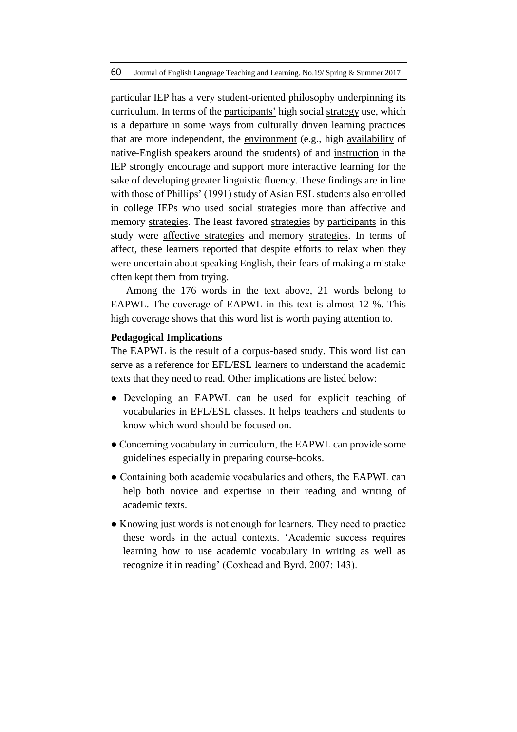particular IEP has a very student-oriented philosophy underpinning its curriculum. In terms of the participants' high social strategy use, which is a departure in some ways from culturally driven learning practices that are more independent, the environment (e.g., high availability of native-English speakers around the students) of and instruction in the IEP strongly encourage and support more interactive learning for the sake of developing greater linguistic fluency. These findings are in line with those of Phillips' (1991) study of Asian ESL students also enrolled in college IEPs who used social strategies more than affective and memory strategies. The least favored strategies by participants in this study were affective strategies and memory strategies. In terms of affect, these learners reported that despite efforts to relax when they were uncertain about speaking English, their fears of making a mistake often kept them from trying.

Among the 176 words in the text above, 21 words belong to EAPWL. The coverage of EAPWL in this text is almost 12 %. This high coverage shows that this word list is worth paying attention to.

**Pedagogical Implications**

The EAPWL is the result of a corpus-based study. This word list can serve as a reference for EFL/ESL learners to understand the academic texts that they need to read. Other implications are listed below:

- Developing an EAPWL can be used for explicit teaching of vocabularies in EFL/ESL classes. It helps teachers and students to know which word should be focused on.
- Concerning vocabulary in curriculum, the EAPWL can provide some guidelines especially in preparing course-books.
- Containing both academic vocabularies and others, the EAPWL can help both novice and expertise in their reading and writing of academic texts.
- Knowing just words is not enough for learners. They need to practice these words in the actual contexts. 'Academic success requires learning how to use academic vocabulary in writing as well as recognize it in reading' (Coxhead and Byrd, 2007: 143).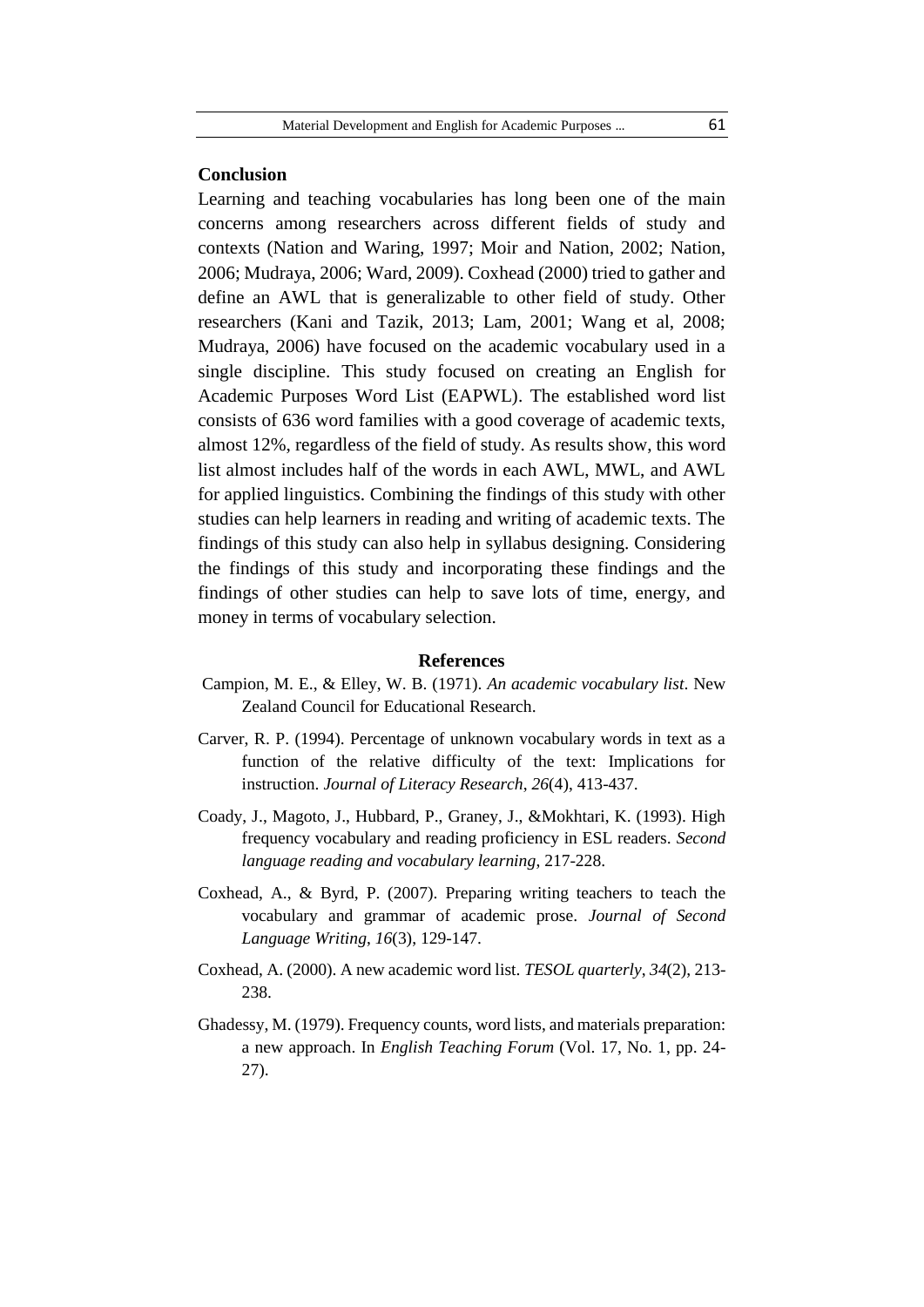## Conclusion

Learning and teaching vocabularies has long been one of the main concerns among researchers across different fields of study and contexts (Nation and Waring, 1997; Moir and Nation, 2002; Nation, 2006; Mudraya, 2006; Ward, 2009). Coxhead (2000) tried to gather and define an AWL that is generalizable to other field of study. Other researchers (Kani and Tazik, 2013; Lam, 2001; Wang et al, 2008; Mudraya, 2006) have focused on the academic vocabulary used in a single discipline. This study focused on creating an English for Academic Purposes Word List (EAPWL). The established word list consists of 636 word families with a good coverage of academic texts, almost 12%, regardless of the field of study. As results show, this word list almost includes half of the words in each AWL, MWL, and AWL for applied linguistics. Combining the findings of this study with other studies can help learners in reading and writing of academic texts. The findings of this study can also help in syllabus designing. Considering the findings of this study and incorporating these findings and the findings of other studies can help to save lots of time, energy, and money in terms of vocabulary selection.

## References

Campion, M. E., & Elley, W. B. (1971). *An academic vocabulary list*. New Zealand Council for Educational Research.

Carver, R. P. (1994). Percentage of unknown vocabulary words in text as a function of the relative difficulty of the text: Implications for instruction. *Journal of Literacy Research*, *26*(4), 413-437.

Coady, J., Magoto, J., Hubbard, P., Graney, J., &Mokhtari, K. (1993). High frequency vocabulary and reading proficiency in ESL readers. *Second language reading and vocabulary learning*, 217-228.

Coxhead, A., & Byrd, P. (2007). Preparing writing teachers to teach the vocabulary and grammar of academic prose. *Journal of Second Language Writing*, *16*(3), 129-147.

Coxhead, A. (2000). A new academic word list. *TESOL quarterly*, *34*(2), 213-238.

Ghadessy, M. (1979). Frequency counts, word lists, and materials preparation: a new approach. In *English Teaching Forum* (Vol. 17, No. 1, pp. 24-27).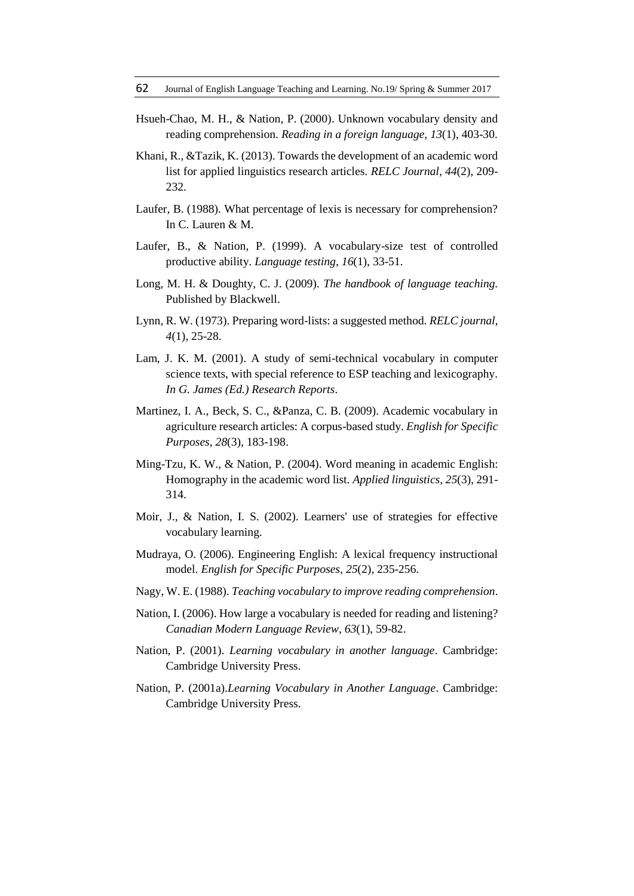Hsueh-Chao, M. H., & Nation, P. (2000). Unknown vocabulary density and reading comprehension. *Reading in a foreign language*, *13*(1), 403-30.

Khani, R., &Tazik, K. (2013). Towards the development of an academic word list for applied linguistics research articles. *RELC Journal*, *44*(2), 209-232.

Laufer, B. (1988). What percentage of lexis is necessary for comprehension? In C. Lauren & M.

Laufer, B., & Nation, P. (1999). A vocabulary-size test of controlled productive ability. *Language testing*, *16*(1), 33-51.

Long, M. H. & Doughty, C. J. (2009). *The handbook of language teaching.* Published by Blackwell.

Lynn, R. W. (1973). Preparing word-lists: a suggested method. *RELC journal*, *4*(1), 25-28.

Lam, J. K. M. (2001). A study of semi-technical vocabulary in computer science texts, with special reference to ESP teaching and lexicography. *In G. James (Ed.) Research Reports*.

Martinez, I. A., Beck, S. C., &Panza, C. B. (2009). Academic vocabulary in agriculture research articles: A corpus-based study. *English for Specific Purposes*, *28*(3), 183-198.

Ming-Tzu, K. W., & Nation, P. (2004). Word meaning in academic English: Homography in the academic word list. *Applied linguistics*, *25*(3), 291-314.

Moir, J., & Nation, I. S. (2002). Learners' use of strategies for effective vocabulary learning.

Mudraya, O. (2006). Engineering English: A lexical frequency instructional model. *English for Specific Purposes*, *25*(2), 235-256.

Nagy, W. E. (1988). *Teaching vocabulary to improve reading comprehension*.

Nation, I. (2006). How large a vocabulary is needed for reading and listening? *Canadian Modern Language Review*, *63*(1), 59-82.

Nation, P. (2001). *Learning vocabulary in another language*. Cambridge: Cambridge University Press.

Nation, P. (2001a).*Learning Vocabulary in Another Language*. Cambridge: Cambridge University Press.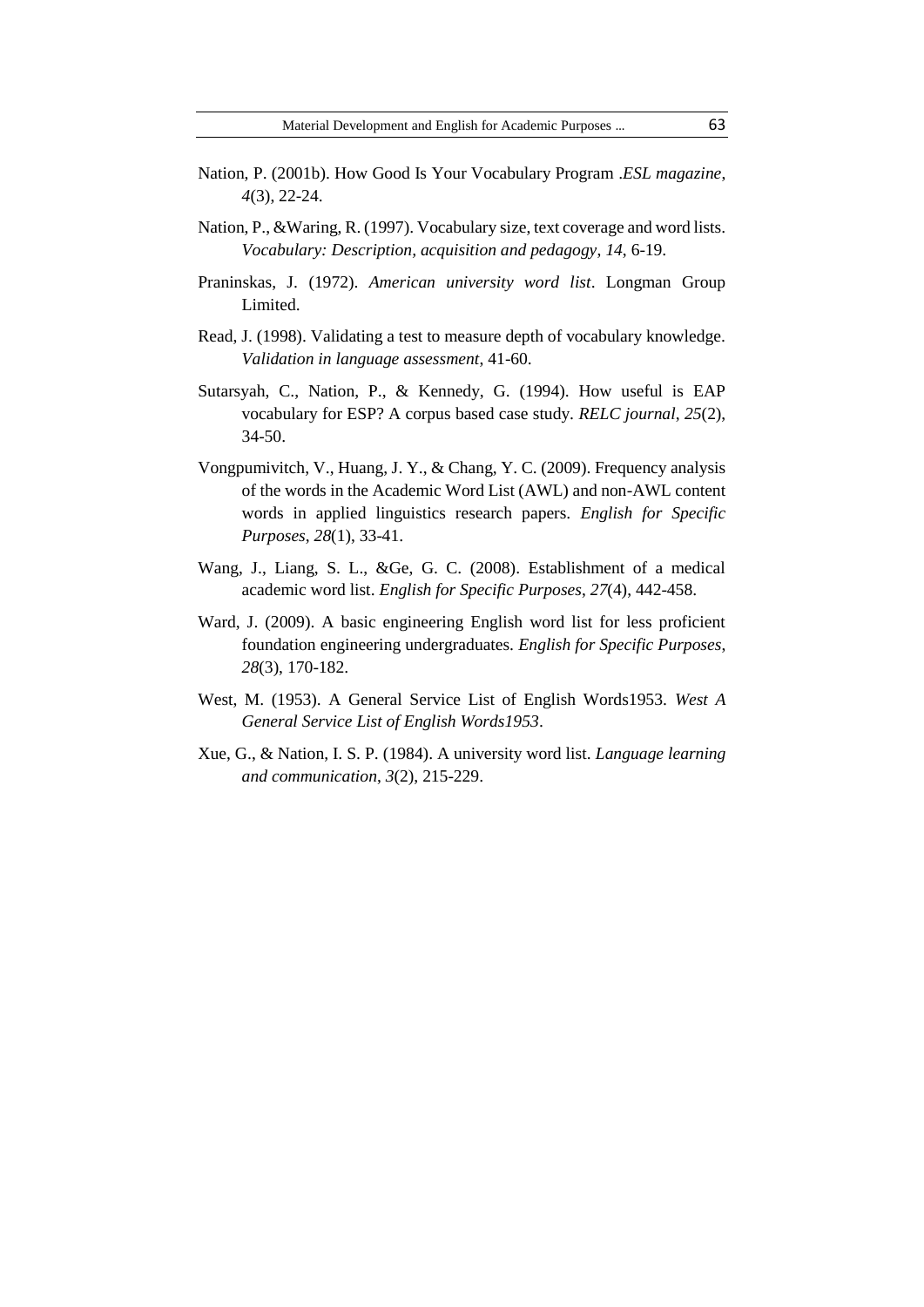Nation, P. (2001b). How Good Is Your Vocabulary Program .*ESL magazine*, *4*(3), 22-24.

Nation, P., &Waring, R. (1997). Vocabulary size, text coverage and word lists. *Vocabulary: Description, acquisition and pedagogy*, *14*, 6-19.

Praninskas, J. (1972). *American university word list*. Longman Group Limited.

Read, J. (1998). Validating a test to measure depth of vocabulary knowledge. *Validation in language assessment*, 41-60.

Sutarsyah, C., Nation, P., & Kennedy, G. (1994). How useful is EAP vocabulary for ESP? A corpus based case study. *RELC journal*, *25*(2), 34-50.

Vongpumivitch, V., Huang, J. Y., & Chang, Y. C. (2009). Frequency analysis of the words in the Academic Word List (AWL) and non-AWL content words in applied linguistics research papers. *English for Specific Purposes*, *28*(1), 33-41.

Wang, J., Liang, S. L., &Ge, G. C. (2008). Establishment of a medical academic word list. *English for Specific Purposes*, *27*(4), 442-458.

Ward, J. (2009). A basic engineering English word list for less proficient foundation engineering undergraduates. *English for Specific Purposes*, *28*(3), 170-182.

West, M. (1953). A General Service List of English Words1953. *West A General Service List of English Words1953*.

Xue, G., & Nation, I. S. P. (1984). A university word list. *Language learning and communication*, *3*(2), 215-229.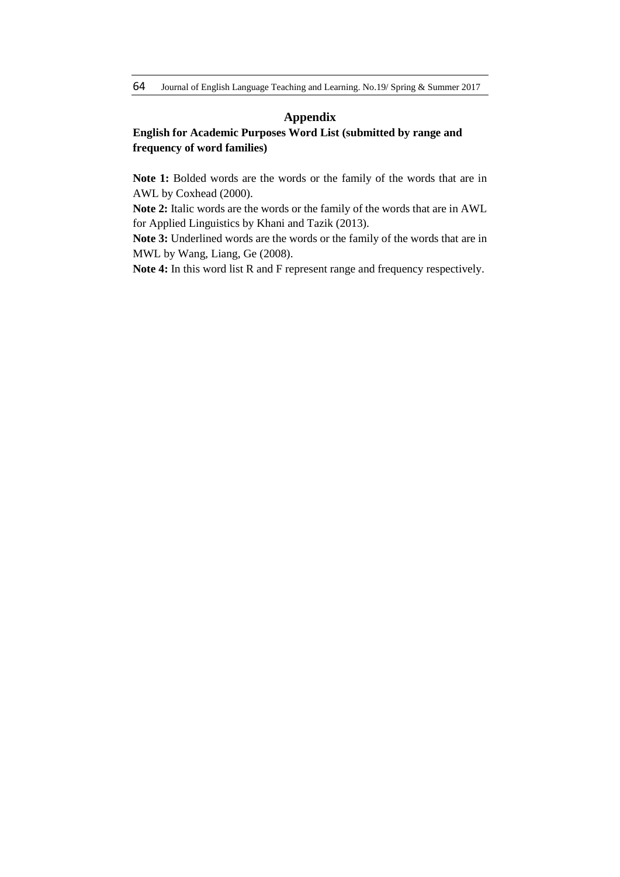## Appendix

**English for Academic Purposes Word List (submitted by range and frequency of word families)**

**Note 1:** Bolded words are the words or the family of the words that are in AWL by Coxhead (2000).

**Note 2:** Italic words are the words or the family of the words that are in AWL for Applied Linguistics by Khani and Tazik (2013).

**Note 3:** Underlined words are the words or the family of the words that are in MWL by Wang, Liang, Ge (2008).

**Note 4:** In this word list R and F represent range and frequency respectively.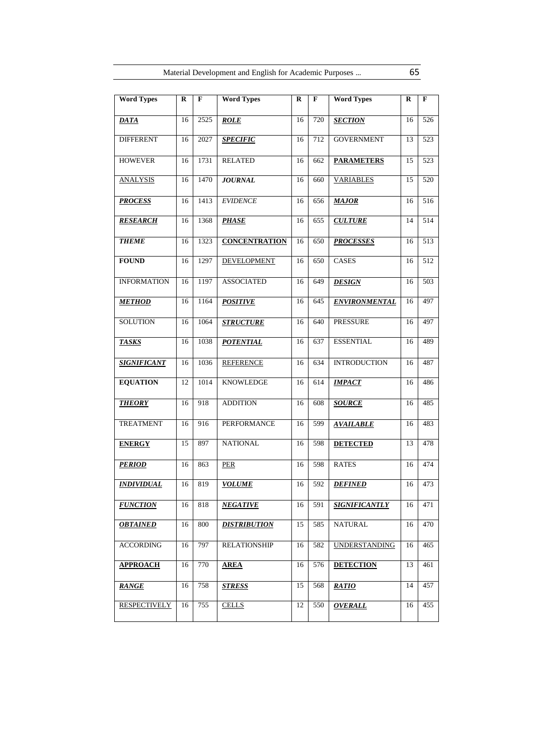| Word Types | R | F | Word Types | R | F | Word Types | R | F |
|---|---|---|---|---|---|---|---|---|
| ***DATA*** | 16 | 2525 | ***ROLE*** | 16 | 720 | ***SECTION*** | 16 | 526 |
| DIFFERENT | 16 | 2027 | ***SPECIFIC*** | 16 | 712 | GOVERNMENT | 13 | 523 |
| HOWEVER | 16 | 1731 | RELATED | 16 | 662 | **PARAMETERS** | 15 | 523 |
| ANALYSIS | 16 | 1470 | ***JOURNAL*** | 16 | 660 | VARIABLES | 15 | 520 |
| ***PROCESS*** | 16 | 1413 | *EVIDENCE* | 16 | 656 | ***MAJOR*** | 16 | 516 |
| ***RESEARCH*** | 16 | 1368 | ***PHASE*** | 16 | 655 | ***CULTURE*** | 14 | 514 |
| ***THEME*** | 16 | 1323 | **CONCENTRATION** | 16 | 650 | ***PROCESSES*** | 16 | 513 |
| **FOUND** | 16 | 1297 | DEVELOPMENT | 16 | 650 | CASES | 16 | 512 |
| INFORMATION | 16 | 1197 | ASSOCIATED | 16 | 649 | ***DESIGN*** | 16 | 503 |
| ***METHOD*** | 16 | 1164 | ***POSITIVE*** | 16 | 645 | ***ENVIRONMENTAL*** | 16 | 497 |
| SOLUTION | 16 | 1064 | ***STRUCTURE*** | 16 | 640 | PRESSURE | 16 | 497 |
| ***TASKS*** | 16 | 1038 | ***POTENTIAL*** | 16 | 637 | ESSENTIAL | 16 | 489 |
| ***SIGNIFICANT*** | 16 | 1036 | REFERENCE | 16 | 634 | INTRODUCTION | 16 | 487 |
| **EQUATION** | 12 | 1014 | KNOWLEDGE | 16 | 614 | ***IMPACT*** | 16 | 486 |
| ***THEORY*** | 16 | 918 | ADDITION | 16 | 608 | ***SOURCE*** | 16 | 485 |
| TREATMENT | 16 | 916 | PERFORMANCE | 16 | 599 | ***AVAILABLE*** | 16 | 483 |
| **ENERGY** | 15 | 897 | NATIONAL | 16 | 598 | **DETECTED** | 13 | 478 |
| ***PERIOD*** | 16 | 863 | PER | 16 | 598 | RATES | 16 | 474 |
| ***INDIVIDUAL*** | 16 | 819 | ***VOLUME*** | 16 | 592 | ***DEFINED*** | 16 | 473 |
| ***FUNCTION*** | 16 | 818 | ***NEGATIVE*** | 16 | 591 | ***SIGNIFICANTLY*** | 16 | 471 |
| ***OBTAINED*** | 16 | 800 | ***DISTRIBUTION*** | 15 | 585 | NATURAL | 16 | 470 |
| ACCORDING | 16 | 797 | RELATIONSHIP | 16 | 582 | UNDERSTANDING | 16 | 465 |
| **APPROACH** | 16 | 770 | **AREA** | 16 | 576 | **DETECTION** | 13 | 461 |
| ***RANGE*** | 16 | 758 | ***STRESS*** | 15 | 568 | ***RATIO*** | 14 | 457 |
| RESPECTIVELY | 16 | 755 | CELLS | 12 | 550 | ***OVERALL*** | 16 | 455 |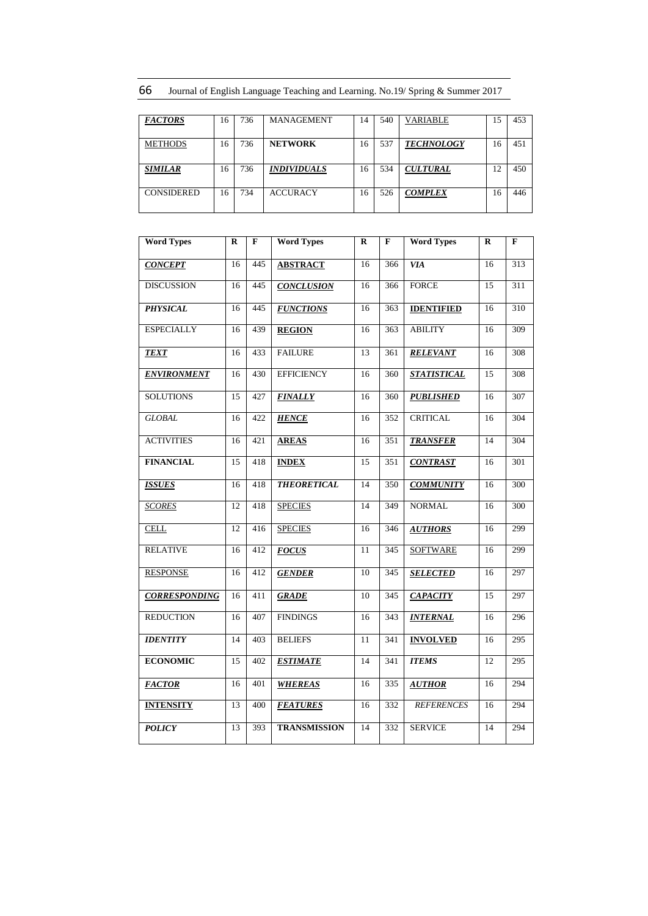| ***FACTORS*** | 16 | 736 | MANAGEMENT | 14 | 540 | VARIABLE | 15 | 453 |
|---|---|---|---|---|---|---|---|---|
| METHODS | 16 | 736 | **NETWORK** | 16 | 537 | ***TECHNOLOGY*** | 16 | 451 |
| ***SIMILAR*** | 16 | 736 | ***INDIVIDUALS*** | 16 | 534 | ***CULTURAL*** | 12 | 450 |
| CONSIDERED | 16 | 734 | ACCURACY | 16 | 526 | ***COMPLEX*** | 16 | 446 |

| **Word Types** | **R** | **F** | **Word Types** | **R** | **F** | **Word Types** | **R** | **F** |
|---|---|---|---|---|---|---|---|---|
| ***CONCEPT*** | 16 | 445 | **ABSTRACT** | 16 | 366 | ***VIA*** | 16 | 313 |
| DISCUSSION | 16 | 445 | ***CONCLUSION*** | 16 | 366 | FORCE | 15 | 311 |
| ***PHYSICAL*** | 16 | 445 | ***FUNCTIONS*** | 16 | 363 | **IDENTIFIED** | 16 | 310 |
| ESPECIALLY | 16 | 439 | **REGION** | 16 | 363 | ABILITY | 16 | 309 |
| ***TEXT*** | 16 | 433 | FAILURE | 13 | 361 | ***RELEVANT*** | 16 | 308 |
| ***ENVIRONMENT*** | 16 | 430 | EFFICIENCY | 16 | 360 | ***STATISTICAL*** | 15 | 308 |
| SOLUTIONS | 15 | 427 | ***FINALLY*** | 16 | 360 | ***PUBLISHED*** | 16 | 307 |
| *GLOBAL* | 16 | 422 | ***HENCE*** | 16 | 352 | CRITICAL | 16 | 304 |
| ACTIVITIES | 16 | 421 | **AREAS** | 16 | 351 | ***TRANSFER*** | 14 | 304 |
| **FINANCIAL** | 15 | 418 | **INDEX** | 15 | 351 | ***CONTRAST*** | 16 | 301 |
| ***ISSUES*** | 16 | 418 | ***THEORETICAL*** | 14 | 350 | ***COMMUNITY*** | 16 | 300 |
| *SCORES* | 12 | 418 | SPECIES | 14 | 349 | NORMAL | 16 | 300 |
| CELL | 12 | 416 | SPECIES | 16 | 346 | ***AUTHORS*** | 16 | 299 |
| RELATIVE | 16 | 412 | ***FOCUS*** | 11 | 345 | SOFTWARE | 16 | 299 |
| RESPONSE | 16 | 412 | ***GENDER*** | 10 | 345 | ***SELECTED*** | 16 | 297 |
| ***CORRESPONDING*** | 16 | 411 | ***GRADE*** | 10 | 345 | ***CAPACITY*** | 15 | 297 |
| REDUCTION | 16 | 407 | FINDINGS | 16 | 343 | ***INTERNAL*** | 16 | 296 |
| ***IDENTITY*** | 14 | 403 | BELIEFS | 11 | 341 | **INVOLVED** | 16 | 295 |
| **ECONOMIC** | 15 | 402 | ***ESTIMATE*** | 14 | 341 | ***ITEMS*** | 12 | 295 |
| ***FACTOR*** | 16 | 401 | ***WHEREAS*** | 16 | 335 | ***AUTHOR*** | 16 | 294 |
| **INTENSITY** | 13 | 400 | ***FEATURES*** | 16 | 332 | *REFERENCES* | 16 | 294 |
| ***POLICY*** | 13 | 393 | **TRANSMISSION** | 14 | 332 | SERVICE | 14 | 294 |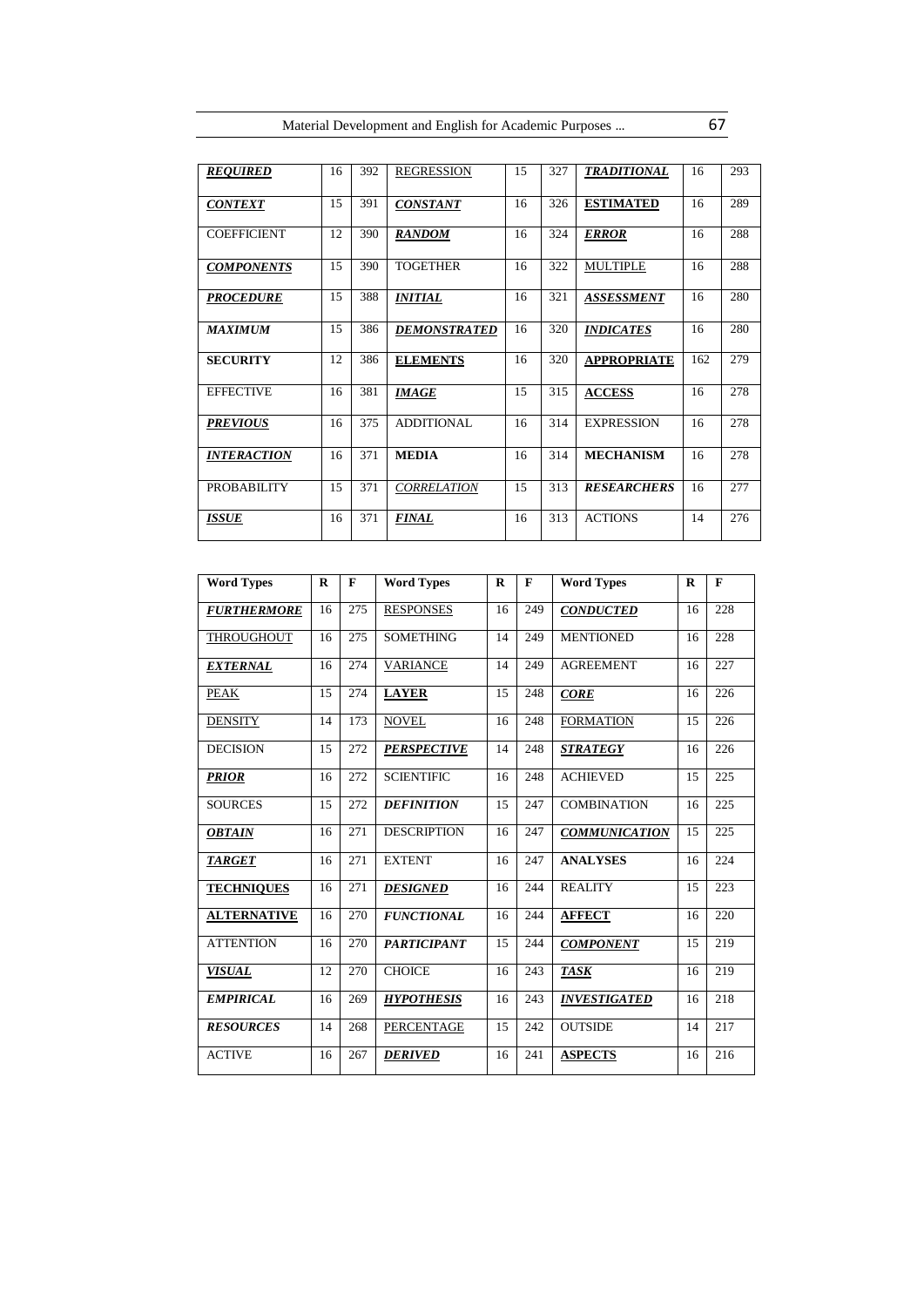| | | | | | | | | |
|---|---|---|---|---|---|---|---|---|
| ***REQUIRED*** | 16 | 392 | REGRESSION | 15 | 327 | ***TRADITIONAL*** | 16 | 293 |
| ***CONTEXT*** | 15 | 391 | ***CONSTANT*** | 16 | 326 | **ESTIMATED** | 16 | 289 |
| COEFFICIENT | 12 | 390 | ***RANDOM*** | 16 | 324 | ***ERROR*** | 16 | 288 |
| ***COMPONENTS*** | 15 | 390 | TOGETHER | 16 | 322 | MULTIPLE | 16 | 288 |
| ***PROCEDURE*** | 15 | 388 | ***INITIAL*** | 16 | 321 | ***ASSESSMENT*** | 16 | 280 |
| ***MAXIMUM*** | 15 | 386 | ***DEMONSTRATED*** | 16 | 320 | ***INDICATES*** | 16 | 280 |
| **SECURITY** | 12 | 386 | **ELEMENTS** | 16 | 320 | **APPROPRIATE** | 162 | 279 |
| EFFECTIVE | 16 | 381 | ***IMAGE*** | 15 | 315 | **ACCESS** | 16 | 278 |
| ***PREVIOUS*** | 16 | 375 | ADDITIONAL | 16 | 314 | EXPRESSION | 16 | 278 |
| ***INTERACTION*** | 16 | 371 | **MEDIA** | 16 | 314 | **MECHANISM** | 16 | 278 |
| PROBABILITY | 15 | 371 | *CORRELATION* | 15 | 313 | ***RESEARCHERS*** | 16 | 277 |
| ***ISSUE*** | 16 | 371 | ***FINAL*** | 16 | 313 | ACTIONS | 14 | 276 |

| Word Types | R | F | Word Types | R | F | Word Types | R | F |
|---|---|---|---|---|---|---|---|---|
| ***FURTHERMORE*** | 16 | 275 | RESPONSES | 16 | 249 | ***CONDUCTED*** | 16 | 228 |
| THROUGHOUT | 16 | 275 | SOMETHING | 14 | 249 | MENTIONED | 16 | 228 |
| ***EXTERNAL*** | 16 | 274 | VARIANCE | 14 | 249 | AGREEMENT | 16 | 227 |
| PEAK | 15 | 274 | **LAYER** | 15 | 248 | ***CORE*** | 16 | 226 |
| DENSITY | 14 | 173 | NOVEL | 16 | 248 | FORMATION | 15 | 226 |
| DECISION | 15 | 272 | ***PERSPECTIVE*** | 14 | 248 | ***STRATEGY*** | 16 | 226 |
| ***PRIOR*** | 16 | 272 | SCIENTIFIC | 16 | 248 | ACHIEVED | 15 | 225 |
| SOURCES | 15 | 272 | ***DEFINITION*** | 15 | 247 | COMBINATION | 16 | 225 |
| ***OBTAIN*** | 16 | 271 | DESCRIPTION | 16 | 247 | ***COMMUNICATION*** | 15 | 225 |
| ***TARGET*** | 16 | 271 | EXTENT | 16 | 247 | **ANALYSES** | 16 | 224 |
| **TECHNIQUES** | 16 | 271 | ***DESIGNED*** | 16 | 244 | REALITY | 15 | 223 |
| **ALTERNATIVE** | 16 | 270 | ***FUNCTIONAL*** | 16 | 244 | **AFFECT** | 16 | 220 |
| ATTENTION | 16 | 270 | ***PARTICIPANT*** | 15 | 244 | ***COMPONENT*** | 15 | 219 |
| ***VISUAL*** | 12 | 270 | CHOICE | 16 | 243 | ***TASK*** | 16 | 219 |
| ***EMPIRICAL*** | 16 | 269 | ***HYPOTHESIS*** | 16 | 243 | ***INVESTIGATED*** | 16 | 218 |
| ***RESOURCES*** | 14 | 268 | PERCENTAGE | 15 | 242 | OUTSIDE | 14 | 217 |
| ACTIVE | 16 | 267 | ***DERIVED*** | 16 | 241 | **ASPECTS** | 16 | 216 |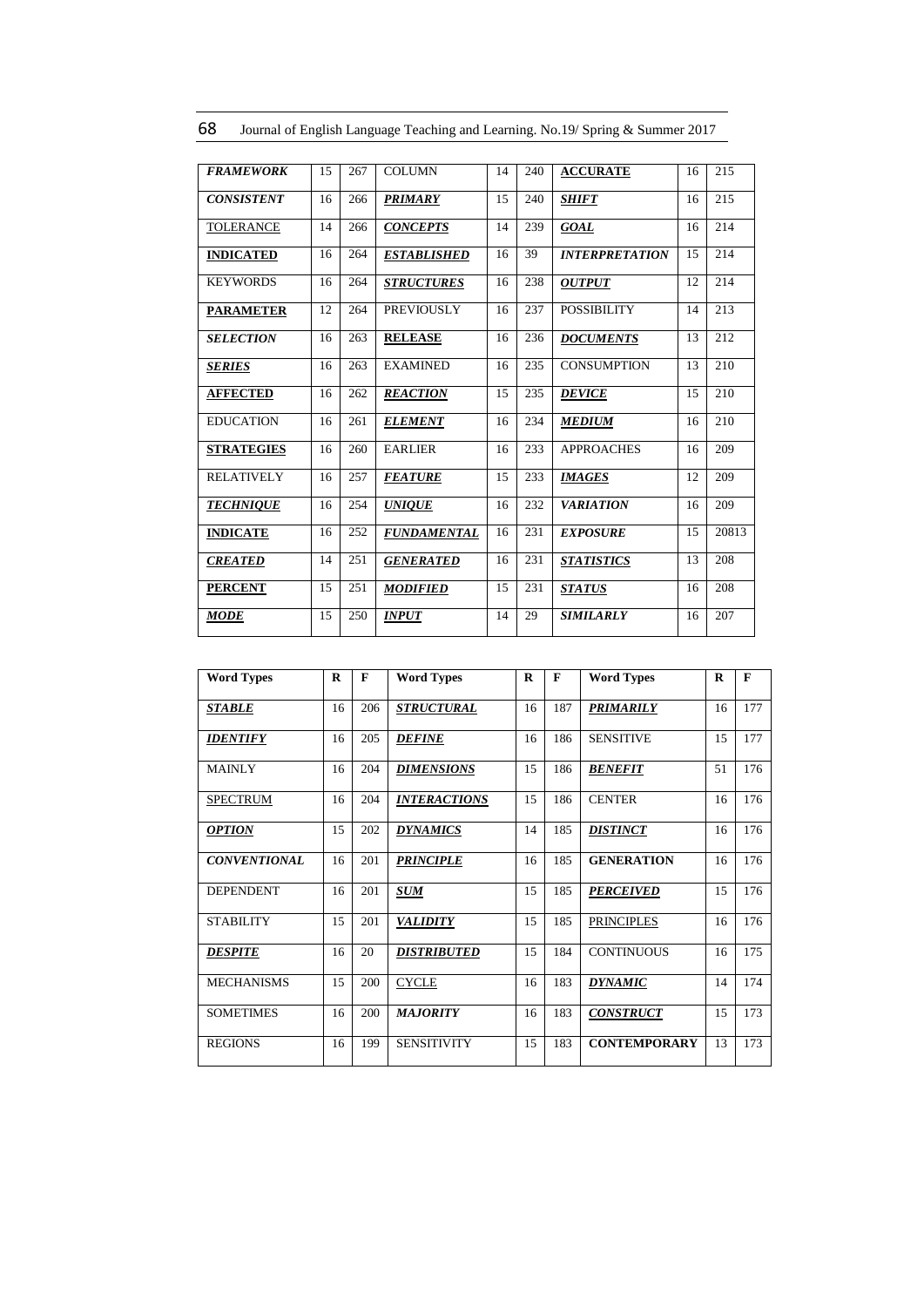| ***FRAMEWORK*** | 15 | 267 | COLUMN | 14 | 240 | **ACCURATE** | 16 | 215 |
|---|---|---|---|---|---|---|---|---|
| ***CONSISTENT*** | 16 | 266 | ***PRIMARY*** | 15 | 240 | ***SHIFT*** | 16 | 215 |
| TOLERANCE | 14 | 266 | ***CONCEPTS*** | 14 | 239 | ***GOAL*** | 16 | 214 |
| **INDICATED** | 16 | 264 | ***ESTABLISHED*** | 16 | 39 | ***INTERPRETATION*** | 15 | 214 |
| KEYWORDS | 16 | 264 | ***STRUCTURES*** | 16 | 238 | ***OUTPUT*** | 12 | 214 |
| **PARAMETER** | 12 | 264 | PREVIOUSLY | 16 | 237 | POSSIBILITY | 14 | 213 |
| ***SELECTION*** | 16 | 263 | **RELEASE** | 16 | 236 | ***DOCUMENTS*** | 13 | 212 |
| ***SERIES*** | 16 | 263 | EXAMINED | 16 | 235 | CONSUMPTION | 13 | 210 |
| **AFFECTED** | 16 | 262 | ***REACTION*** | 15 | 235 | ***DEVICE*** | 15 | 210 |
| EDUCATION | 16 | 261 | ***ELEMENT*** | 16 | 234 | ***MEDIUM*** | 16 | 210 |
| **STRATEGIES** | 16 | 260 | EARLIER | 16 | 233 | APPROACHES | 16 | 209 |
| RELATIVELY | 16 | 257 | ***FEATURE*** | 15 | 233 | ***IMAGES*** | 12 | 209 |
| ***TECHNIQUE*** | 16 | 254 | ***UNIQUE*** | 16 | 232 | ***VARIATION*** | 16 | 209 |
| **INDICATE** | 16 | 252 | ***FUNDAMENTAL*** | 16 | 231 | ***EXPOSURE*** | 15 | 20813 |
| ***CREATED*** | 14 | 251 | ***GENERATED*** | 16 | 231 | ***STATISTICS*** | 13 | 208 |
| **PERCENT** | 15 | 251 | ***MODIFIED*** | 15 | 231 | ***STATUS*** | 16 | 208 |
| ***MODE*** | 15 | 250 | ***INPUT*** | 14 | 29 | ***SIMILARLY*** | 16 | 207 |

| **Word Types** | **R** | **F** | **Word Types** | **R** | **F** | **Word Types** | **R** | **F** |
|---|---|---|---|---|---|---|---|---|
| ***STABLE*** | 16 | 206 | ***STRUCTURAL*** | 16 | 187 | ***PRIMARILY*** | 16 | 177 |
| ***IDENTIFY*** | 16 | 205 | ***DEFINE*** | 16 | 186 | SENSITIVE | 15 | 177 |
| MAINLY | 16 | 204 | ***DIMENSIONS*** | 15 | 186 | ***BENEFIT*** | 51 | 176 |
| SPECTRUM | 16 | 204 | ***INTERACTIONS*** | 15 | 186 | CENTER | 16 | 176 |
| ***OPTION*** | 15 | 202 | ***DYNAMICS*** | 14 | 185 | ***DISTINCT*** | 16 | 176 |
| ***CONVENTIONAL*** | 16 | 201 | ***PRINCIPLE*** | 16 | 185 | **GENERATION** | 16 | 176 |
| DEPENDENT | 16 | 201 | ***SUM*** | 15 | 185 | ***PERCEIVED*** | 15 | 176 |
| STABILITY | 15 | 201 | ***VALIDITY*** | 15 | 185 | PRINCIPLES | 16 | 176 |
| ***DESPITE*** | 16 | 20 | ***DISTRIBUTED*** | 15 | 184 | CONTINUOUS | 16 | 175 |
| MECHANISMS | 15 | 200 | CYCLE | 16 | 183 | ***DYNAMIC*** | 14 | 174 |
| SOMETIMES | 16 | 200 | ***MAJORITY*** | 16 | 183 | ***CONSTRUCT*** | 15 | 173 |
| REGIONS | 16 | 199 | SENSITIVITY | 15 | 183 | **CONTEMPORARY** | 13 | 173 |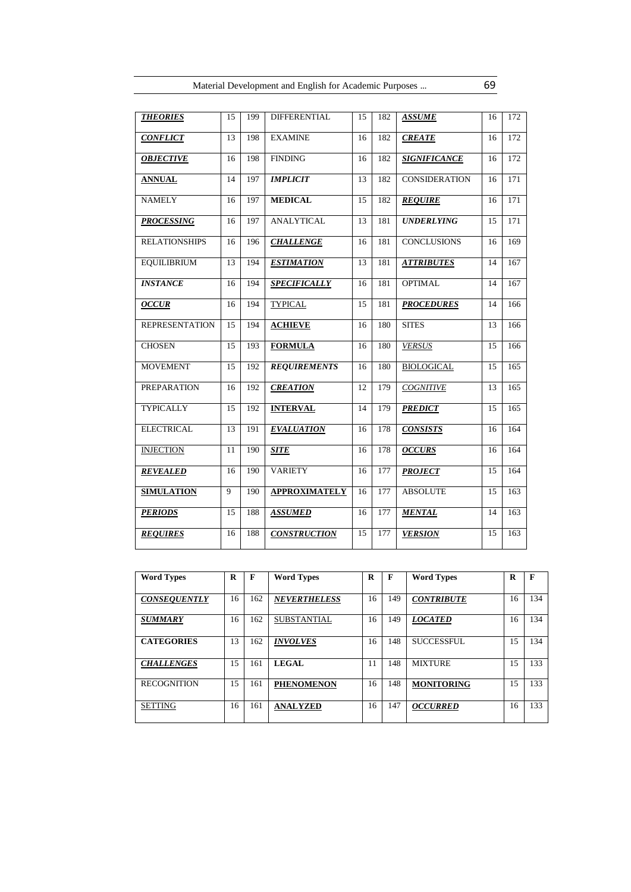| | | | | | | | | |
|---|---|---|---|---|---|---|---|---|
| ***THEORIES*** | 15 | 199 | DIFFERENTIAL | 15 | 182 | ***ASSUME*** | 16 | 172 |
| ***CONFLICT*** | 13 | 198 | EXAMINE | 16 | 182 | ***CREATE*** | 16 | 172 |
| ***OBJECTIVE*** | 16 | 198 | FINDING | 16 | 182 | ***SIGNIFICANCE*** | 16 | 172 |
| **ANNUAL** | 14 | 197 | ***IMPLICIT*** | 13 | 182 | CONSIDERATION | 16 | 171 |
| NAMELY | 16 | 197 | **MEDICAL** | 15 | 182 | ***REQUIRE*** | 16 | 171 |
| ***PROCESSING*** | 16 | 197 | ANALYTICAL | 13 | 181 | ***UNDERLYING*** | 15 | 171 |
| RELATIONSHIPS | 16 | 196 | ***CHALLENGE*** | 16 | 181 | CONCLUSIONS | 16 | 169 |
| EQUILIBRIUM | 13 | 194 | ***ESTIMATION*** | 13 | 181 | ***ATTRIBUTES*** | 14 | 167 |
| ***INSTANCE*** | 16 | 194 | ***SPECIFICALLY*** | 16 | 181 | OPTIMAL | 14 | 167 |
| ***OCCUR*** | 16 | 194 | TYPICAL | 15 | 181 | ***PROCEDURES*** | 14 | 166 |
| REPRESENTATION | 15 | 194 | **ACHIEVE** | 16 | 180 | SITES | 13 | 166 |
| CHOSEN | 15 | 193 | **FORMULA** | 16 | 180 | *VERSUS* | 15 | 166 |
| MOVEMENT | 15 | 192 | ***REQUIREMENTS*** | 16 | 180 | BIOLOGICAL | 15 | 165 |
| PREPARATION | 16 | 192 | ***CREATION*** | 12 | 179 | *COGNITIVE* | 13 | 165 |
| TYPICALLY | 15 | 192 | **INTERVAL** | 14 | 179 | ***PREDICT*** | 15 | 165 |
| ELECTRICAL | 13 | 191 | ***EVALUATION*** | 16 | 178 | ***CONSISTS*** | 16 | 164 |
| INJECTION | 11 | 190 | ***SITE*** | 16 | 178 | ***OCCURS*** | 16 | 164 |
| ***REVEALED*** | 16 | 190 | VARIETY | 16 | 177 | ***PROJECT*** | 15 | 164 |
| **SIMULATION** | 9 | 190 | **APPROXIMATELY** | 16 | 177 | ABSOLUTE | 15 | 163 |
| ***PERIODS*** | 15 | 188 | ***ASSUMED*** | 16 | 177 | ***MENTAL*** | 14 | 163 |
| ***REQUIRES*** | 16 | 188 | ***CONSTRUCTION*** | 15 | 177 | ***VERSION*** | 15 | 163 |

| Word Types | R | F | Word Types | R | F | Word Types | R | F |
|---|---|---|---|---|---|---|---|---|
| ***CONSEQUENTLY*** | 16 | 162 | ***NEVERTHELESS*** | 16 | 149 | ***CONTRIBUTE*** | 16 | 134 |
| ***SUMMARY*** | 16 | 162 | SUBSTANTIAL | 16 | 149 | ***LOCATED*** | 16 | 134 |
| **CATEGORIES** | 13 | 162 | ***INVOLVES*** | 16 | 148 | SUCCESSFUL | 15 | 134 |
| ***CHALLENGES*** | 15 | 161 | **LEGAL** | 11 | 148 | MIXTURE | 15 | 133 |
| RECOGNITION | 15 | 161 | **PHENOMENON** | 16 | 148 | **MONITORING** | 15 | 133 |
| SETTING | 16 | 161 | **ANALYZED** | 16 | 147 | ***OCCURRED*** | 16 | 133 |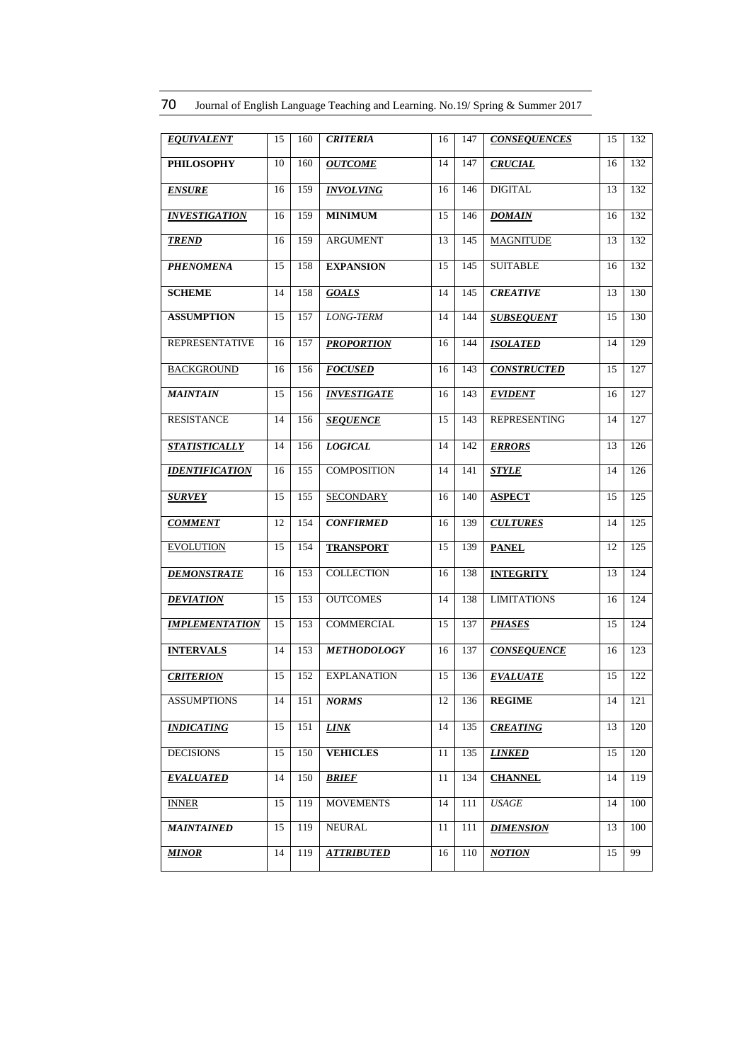| ***EQUIVALENT*** | 15 | 160 | ***CRITERIA*** | 16 | 147 | ***CONSEQUENCES*** | 15 | 132 |
|---|---|---|---|---|---|---|---|---|
| **PHILOSOPHY** | 10 | 160 | ***OUTCOME*** | 14 | 147 | ***CRUCIAL*** | 16 | 132 |
| ***ENSURE*** | 16 | 159 | ***INVOLVING*** | 16 | 146 | DIGITAL | 13 | 132 |
| ***INVESTIGATION*** | 16 | 159 | **MINIMUM** | 15 | 146 | ***DOMAIN*** | 16 | 132 |
| ***TREND*** | 16 | 159 | ARGUMENT | 13 | 145 | MAGNITUDE | 13 | 132 |
| ***PHENOMENA*** | 15 | 158 | **EXPANSION** | 15 | 145 | SUITABLE | 16 | 132 |
| **SCHEME** | 14 | 158 | ***GOALS*** | 14 | 145 | ***CREATIVE*** | 13 | 130 |
| **ASSUMPTION** | 15 | 157 | *LONG-TERM* | 14 | 144 | ***SUBSEQUENT*** | 15 | 130 |
| REPRESENTATIVE | 16 | 157 | ***PROPORTION*** | 16 | 144 | ***ISOLATED*** | 14 | 129 |
| BACKGROUND | 16 | 156 | ***FOCUSED*** | 16 | 143 | ***CONSTRUCTED*** | 15 | 127 |
| ***MAINTAIN*** | 15 | 156 | ***INVESTIGATE*** | 16 | 143 | ***EVIDENT*** | 16 | 127 |
| RESISTANCE | 14 | 156 | ***SEQUENCE*** | 15 | 143 | REPRESENTING | 14 | 127 |
| ***STATISTICALLY*** | 14 | 156 | ***LOGICAL*** | 14 | 142 | ***ERRORS*** | 13 | 126 |
| ***IDENTIFICATION*** | 16 | 155 | COMPOSITION | 14 | 141 | ***STYLE*** | 14 | 126 |
| ***SURVEY*** | 15 | 155 | SECONDARY | 16 | 140 | **ASPECT** | 15 | 125 |
| ***COMMENT*** | 12 | 154 | ***CONFIRMED*** | 16 | 139 | ***CULTURES*** | 14 | 125 |
| EVOLUTION | 15 | 154 | **TRANSPORT** | 15 | 139 | **PANEL** | 12 | 125 |
| ***DEMONSTRATE*** | 16 | 153 | COLLECTION | 16 | 138 | **INTEGRITY** | 13 | 124 |
| ***DEVIATION*** | 15 | 153 | OUTCOMES | 14 | 138 | LIMITATIONS | 16 | 124 |
| ***IMPLEMENTATION*** | 15 | 153 | COMMERCIAL | 15 | 137 | ***PHASES*** | 15 | 124 |
| **INTERVALS** | 14 | 153 | ***METHODOLOGY*** | 16 | 137 | ***CONSEQUENCE*** | 16 | 123 |
| ***CRITERION*** | 15 | 152 | EXPLANATION | 15 | 136 | ***EVALUATE*** | 15 | 122 |
| ASSUMPTIONS | 14 | 151 | ***NORMS*** | 12 | 136 | **REGIME** | 14 | 121 |
| ***INDICATING*** | 15 | 151 | ***LINK*** | 14 | 135 | ***CREATING*** | 13 | 120 |
| DECISIONS | 15 | 150 | **VEHICLES** | 11 | 135 | ***LINKED*** | 15 | 120 |
| ***EVALUATED*** | 14 | 150 | ***BRIEF*** | 11 | 134 | **CHANNEL** | 14 | 119 |
| INNER | 15 | 119 | MOVEMENTS | 14 | 111 | *USAGE* | 14 | 100 |
| ***MAINTAINED*** | 15 | 119 | NEURAL | 11 | 111 | ***DIMENSION*** | 13 | 100 |
| ***MINOR*** | 14 | 119 | ***ATTRIBUTED*** | 16 | 110 | ***NOTION*** | 15 | 99 |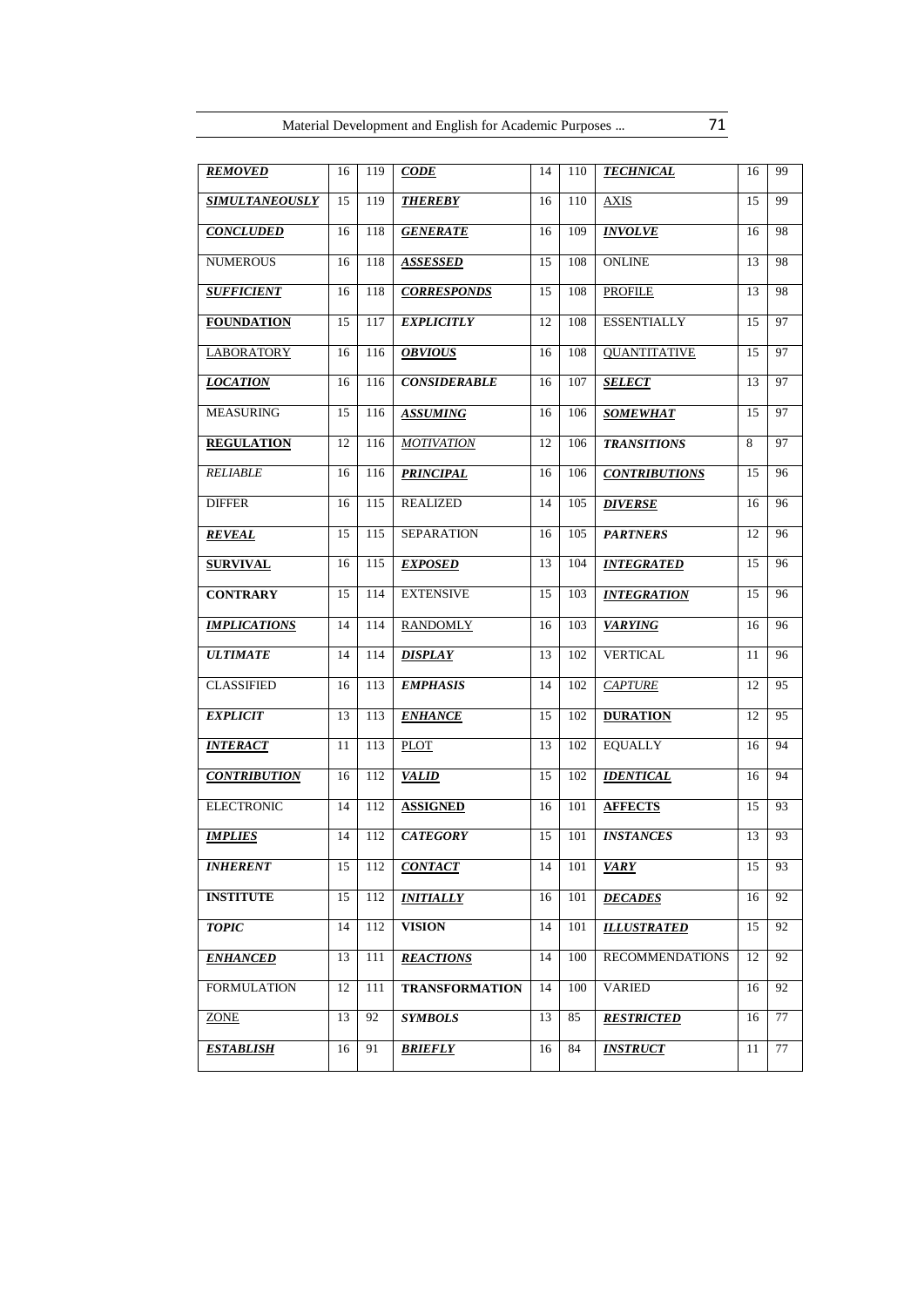| | | | | | | | | |
|---|---|---|---|---|---|---|---|---|
| ***REMOVED*** | 16 | 119 | ***CODE*** | 14 | 110 | ***TECHNICAL*** | 16 | 99 |
| ***SIMULTANEOUSLY*** | 15 | 119 | ***THEREBY*** | 16 | 110 | AXIS | 15 | 99 |
| ***CONCLUDED*** | 16 | 118 | ***GENERATE*** | 16 | 109 | ***INVOLVE*** | 16 | 98 |
| NUMEROUS | 16 | 118 | ***ASSESSED*** | 15 | 108 | ONLINE | 13 | 98 |
| ***SUFFICIENT*** | 16 | 118 | ***CORRESPONDS*** | 15 | 108 | PROFILE | 13 | 98 |
| **FOUNDATION** | 15 | 117 | ***EXPLICITLY*** | 12 | 108 | ESSENTIALLY | 15 | 97 |
| LABORATORY | 16 | 116 | ***OBVIOUS*** | 16 | 108 | QUANTITATIVE | 15 | 97 |
| ***LOCATION*** | 16 | 116 | ***CONSIDERABLE*** | 16 | 107 | ***SELECT*** | 13 | 97 |
| MEASURING | 15 | 116 | ***ASSUMING*** | 16 | 106 | ***SOMEWHAT*** | 15 | 97 |
| **REGULATION** | 12 | 116 | *MOTIVATION* | 12 | 106 | ***TRANSITIONS*** | 8 | 97 |
| *RELIABLE* | 16 | 116 | ***PRINCIPAL*** | 16 | 106 | ***CONTRIBUTIONS*** | 15 | 96 |
| DIFFER | 16 | 115 | REALIZED | 14 | 105 | ***DIVERSE*** | 16 | 96 |
| ***REVEAL*** | 15 | 115 | SEPARATION | 16 | 105 | ***PARTNERS*** | 12 | 96 |
| **SURVIVAL** | 16 | 115 | ***EXPOSED*** | 13 | 104 | ***INTEGRATED*** | 15 | 96 |
| **CONTRARY** | 15 | 114 | EXTENSIVE | 15 | 103 | ***INTEGRATION*** | 15 | 96 |
| ***IMPLICATIONS*** | 14 | 114 | RANDOMLY | 16 | 103 | ***VARYING*** | 16 | 96 |
| ***ULTIMATE*** | 14 | 114 | ***DISPLAY*** | 13 | 102 | VERTICAL | 11 | 96 |
| CLASSIFIED | 16 | 113 | ***EMPHASIS*** | 14 | 102 | *CAPTURE* | 12 | 95 |
| ***EXPLICIT*** | 13 | 113 | ***ENHANCE*** | 15 | 102 | **DURATION** | 12 | 95 |
| ***INTERACT*** | 11 | 113 | PLOT | 13 | 102 | EQUALLY | 16 | 94 |
| ***CONTRIBUTION*** | 16 | 112 | ***VALID*** | 15 | 102 | ***IDENTICAL*** | 16 | 94 |
| ELECTRONIC | 14 | 112 | **ASSIGNED** | 16 | 101 | **AFFECTS** | 15 | 93 |
| ***IMPLIES*** | 14 | 112 | ***CATEGORY*** | 15 | 101 | ***INSTANCES*** | 13 | 93 |
| ***INHERENT*** | 15 | 112 | ***CONTACT*** | 14 | 101 | ***VARY*** | 15 | 93 |
| **INSTITUTE** | 15 | 112 | ***INITIALLY*** | 16 | 101 | ***DECADES*** | 16 | 92 |
| ***TOPIC*** | 14 | 112 | **VISION** | 14 | 101 | ***ILLUSTRATED*** | 15 | 92 |
| ***ENHANCED*** | 13 | 111 | ***REACTIONS*** | 14 | 100 | RECOMMENDATIONS | 12 | 92 |
| FORMULATION | 12 | 111 | **TRANSFORMATION** | 14 | 100 | VARIED | 16 | 92 |
| ZONE | 13 | 92 | ***SYMBOLS*** | 13 | 85 | ***RESTRICTED*** | 16 | 77 |
| ***ESTABLISH*** | 16 | 91 | ***BRIEFLY*** | 16 | 84 | ***INSTRUCT*** | 11 | 77 |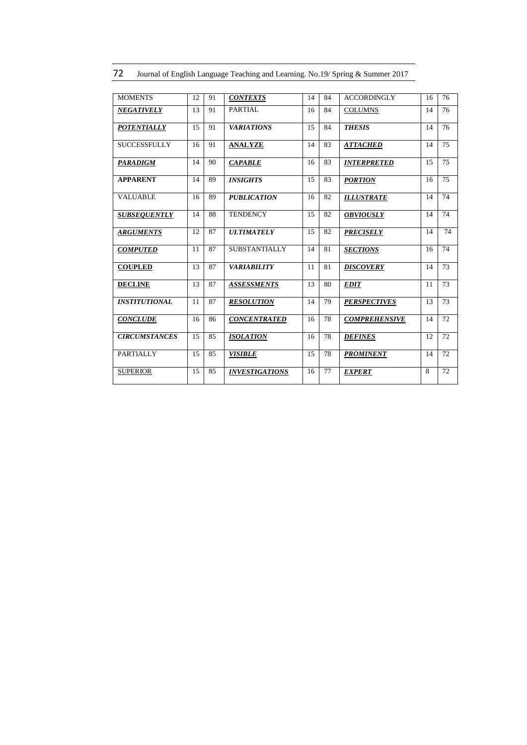| | | | | | | | | |
|---|---|---|---|---|---|---|---|---|
| MOMENTS | 12 | 91 | ***CONTEXTS*** | 14 | 84 | ACCORDINGLY | 16 | 76 |
| ***NEGATIVELY*** | 13 | 91 | PARTIAL | 16 | 84 | COLUMNS | 14 | 76 |
| ***POTENTIALLY*** | 15 | 91 | ***VARIATIONS*** | 15 | 84 | ***THESIS*** | 14 | 76 |
| SUCCESSFULLY | 16 | 91 | **ANALYZE** | 14 | 83 | ***ATTACHED*** | 14 | 75 |
| ***PARADIGM*** | 14 | 90 | ***CAPABLE*** | 16 | 83 | ***INTERPRETED*** | 15 | 75 |
| **APPARENT** | 14 | 89 | ***INSIGHTS*** | 15 | 83 | ***PORTION*** | 16 | 75 |
| VALUABLE | 16 | 89 | ***PUBLICATION*** | 16 | 82 | ***ILLUSTRATE*** | 14 | 74 |
| ***SUBSEQUENTLY*** | 14 | 88 | TENDENCY | 15 | 82 | ***OBVIOUSLY*** | 14 | 74 |
| ***ARGUMENTS*** | 12 | 87 | ***ULTIMATELY*** | 15 | 82 | ***PRECISELY*** | 14 | 74 |
| ***COMPUTED*** | 11 | 87 | SUBSTANTIALLY | 14 | 81 | ***SECTIONS*** | 16 | 74 |
| **COUPLED** | 13 | 87 | ***VARIABILITY*** | 11 | 81 | ***DISCOVERY*** | 14 | 73 |
| **DECLINE** | 13 | 87 | ***ASSESSMENTS*** | 13 | 80 | ***EDIT*** | 11 | 73 |
| ***INSTITUTIONAL*** | 11 | 87 | ***RESOLUTION*** | 14 | 79 | ***PERSPECTIVES*** | 13 | 73 |
| ***CONCLUDE*** | 16 | 86 | ***CONCENTRATED*** | 16 | 78 | ***COMPREHENSIVE*** | 14 | 72 |
| ***CIRCUMSTANCES*** | 15 | 85 | ***ISOLATION*** | 16 | 78 | ***DEFINES*** | 12 | 72 |
| PARTIALLY | 15 | 85 | ***VISIBLE*** | 15 | 78 | ***PROMINENT*** | 14 | 72 |
| SUPERIOR | 15 | 85 | ***INVESTIGATIONS*** | 16 | 77 | ***EXPERT*** | 8 | 72 |